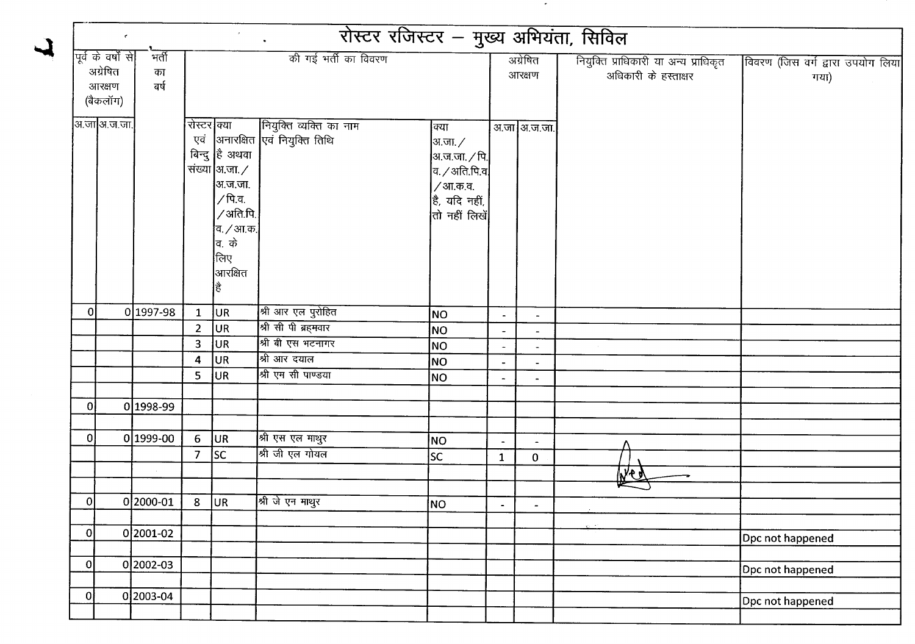# रोस्टर रजिस्टर – मुख्य अभियंता, सिविल

| पूर्व के वर्षों से अग्रेषित आरक्षण (बैकलॉग) | | भर्ती का वर्ष | की गई भर्ती का विवरण | | | | अग्रेषित आरक्षण | | नियुक्ति प्राधिकारी या अन्य प्राधिकृत अधिकारी के हस्ताक्षर | विवरण (जिस वर्ग द्वारा उपयोग लिया गया) |
|---|---|---|---|---|---|---|---|---|---|---|
| अ.जा | अ.ज.जा. | | रोस्टर एवं बिन्दु संख्या | क्या अनारक्षित है अथवा अ.जा./अ.ज.जा./पि.व./अति.पि.व./आ.क.व. के लिए आरक्षित है | नियुक्ति व्यक्ति का नाम एवं नियुक्ति तिथि | क्या अ.जा./अ.ज.जा./पि.व./अति.पि.व./आ.क.व. है, यदि नहीं, तो नहीं लिखें | अ.जा | अ.ज.जा. | | |
| 0 | 0 | 1997-98 | 1 | UR | श्री आर एल पुरोहित | NO | - | - | | |
| | | | 2 | UR | श्री सी पी ब्रहमवार | NO | - | - | | |
| | | | 3 | UR | श्री बी एस भटनागर | NO | - | - | | |
| | | | 4 | UR | श्री आर दयाल | NO | - | - | | |
| | | | 5 | UR | श्री एम सी पाण्डया | NO | - | - | | |
| 0 | 0 | 1998-99 | | | | | | | | |
| 0 | 0 | 1999-00 | 6 | UR | श्री एस एल माथुर | NO | - | - | | |
| | | | 7 | SC | श्री जी एल गोयल | SC | 1 | 0 | | |
| 0 | 0 | 2000-01 | 8 | UR | श्री जे एन माथुर | NO | - | - | | |
| 0 | 0 | 2001-02 | | | | | | | | Dpc not happened |
| 0 | 0 | 2002-03 | | | | | | | | Dpc not happened |
| 0 | 0 | 2003-04 | | | | | | | | Dpc not happened |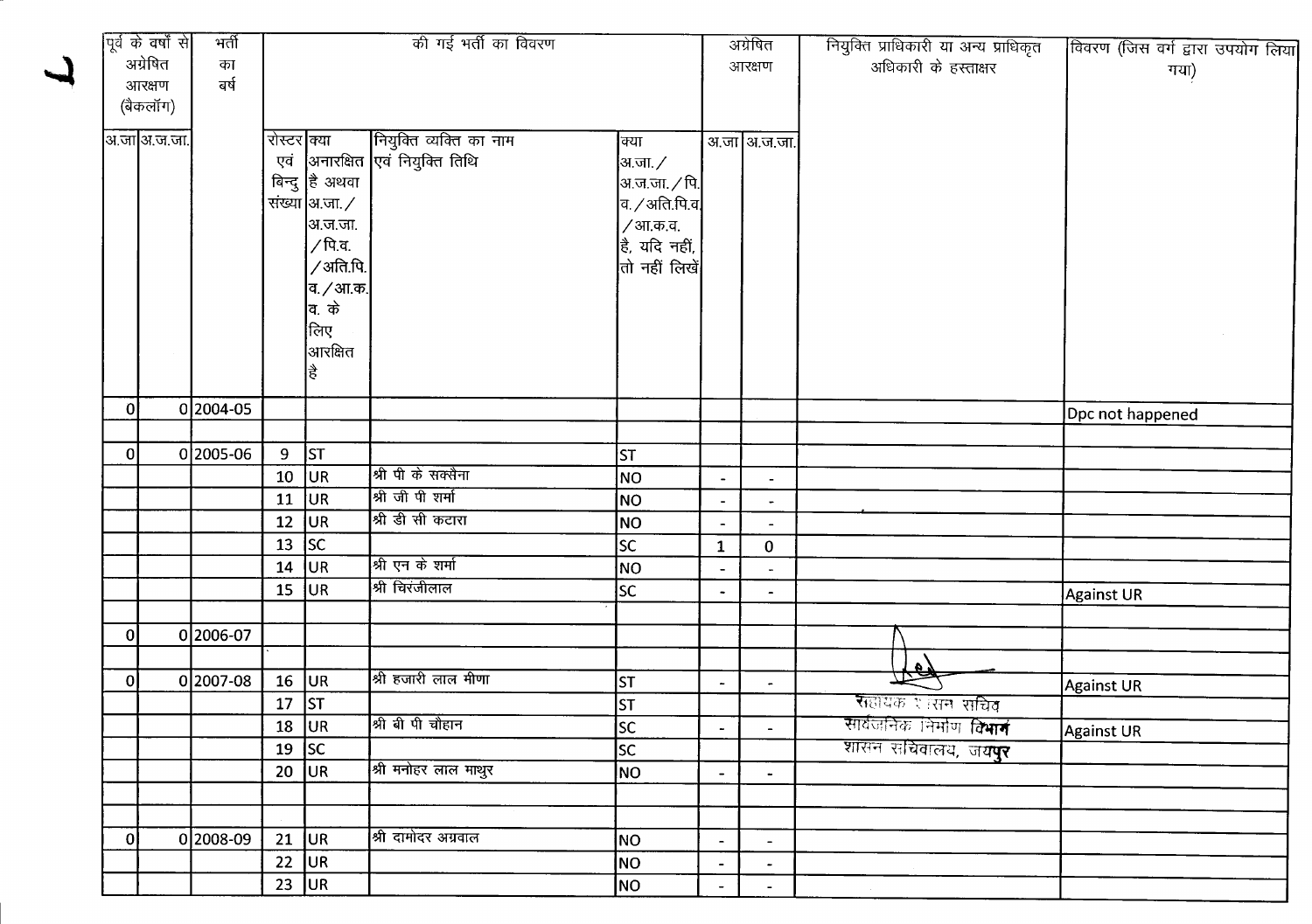| पूर्व के वर्षों से अग्रेषित आरक्षण (बैकलॉग) | | भर्ती का वर्ष | की गई भर्ती का विवरण | | | | अग्रेषित आरक्षण | | नियुक्ति प्राधिकारी या अन्य प्राधिकृत अधिकारी के हस्ताक्षर | विवरण (जिस वर्ग द्वारा उपयोग लिया गया) |
|---|---|---|---|---|---|---|---|---|---|---|
| अ.जा | अ.ज.जा. | | रोस्टर एवं बिन्दु संख्या | क्या अनारक्षित है अथवा अ.जा./ अ.ज.जा. /पि.व. /अति.पि.व./आ.क.व. के लिए आरक्षित है | नियुक्त व्यक्ति का नाम एवं नियुक्ति तिथि | क्या अ.जा./ अ.ज.जा./पि.व./अति.पि.व./आ.क.व. है, यदि नहीं, तो नहीं लिखें | अ.जा | अ.ज.जा. | | |
| 0 | 0 | 2004-05 | | | | | | | | Dpc not happened |
| | | | | | | | | | | |
| 0 | 0 | 2005-06 | 9 | ST | | ST | | | | |
| | | | 10 | UR | श्री पी के सक्सैना | NO | - | - | | |
| | | | 11 | UR | श्री जी पी शर्मा | NO | - | - | | |
| | | | 12 | UR | श्री डी सी कटारा | NO | - | - | | |
| | | | 13 | SC | | SC | 1 | 0 | | |
| | | | 14 | UR | श्री एन के शर्मा | NO | - | - | | |
| | | | 15 | UR | श्री चिरंजीलाल | SC | - | - | | Against UR |
| | | | | | | | | | | |
| 0 | 0 | 2006-07 | | | | | | | | |
| | | | | | | | | | | |
| 0 | 0 | 2007-08 | 16 | UR | श्री हजारी लाल मीणा | ST | - | - | | Against UR |
| | | | 17 | ST | | ST | | | सहायक शासन सचिव | |
| | | | 18 | UR | श्री बी पी चौहान | SC | - | - | सार्वजनिक निर्माण विभाग | Against UR |
| | | | 19 | SC | | SC | | | शासन सचिवालय, जयपुर | |
| | | | 20 | UR | श्री मनोहर लाल माथुर | NO | - | - | | |
| | | | | | | | | | | |
| | | | | | | | | | | |
| 0 | 0 | 2008-09 | 21 | UR | श्री दामोदर अग्रवाल | NO | - | - | | |
| | | | 22 | UR | | NO | - | - | | |
| | | | 23 | UR | | NO | - | - | | |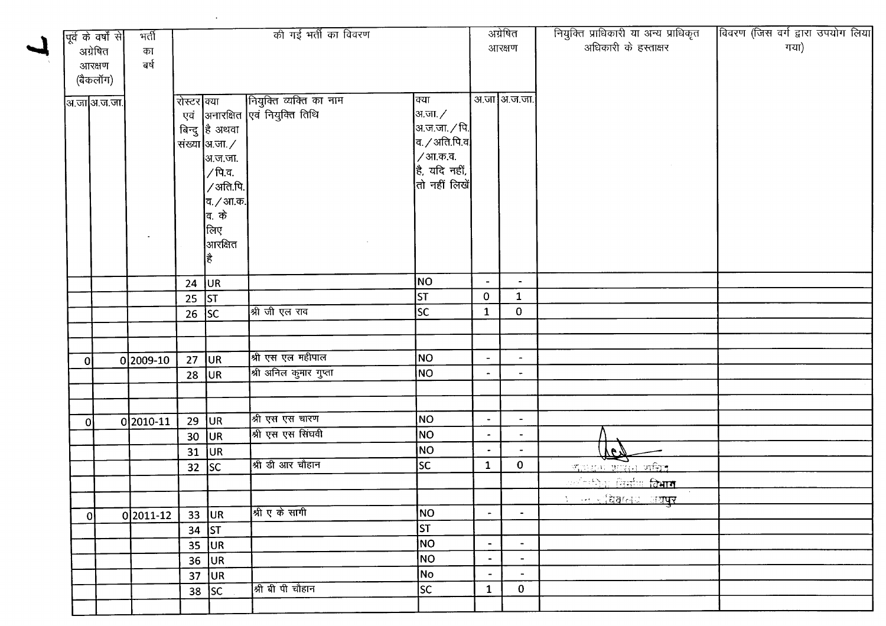| पूर्व के वर्षों से अग्रेषित आरक्षण (बैकलॉग) | | भर्ती का वर्ष | की गई भर्ती का विवरण | | | | अग्रेषित आरक्षण | | नियुक्ति प्राधिकारी या अन्य प्राधिकृत अधिकारी के हस्ताक्षर | विवरण (जिस वर्ग द्वारा उपयोग लिया गया) |
|---|---|---|---|---|---|---|---|---|---|---|
| अ.जा | अ.ज.जा. | | रोस्टर एवं बिन्दु संख्या | क्या अनारक्षित है अथवा अ.जा./अ.ज.जा./पि.व./अति.पि.व./आ.क.व. के लिए आरक्षित है | नियुक्ति व्यक्ति का नाम एवं नियुक्ति तिथि | क्या अ.जा./अ.ज.जा./पि.व./अति.पि.व/आ.क.व. है, यदि नहीं, तो नहीं लिखें | अ.जा | अ.ज.जा. | | |
| | | | 24 | UR | | NO | - | - | | |
| | | | 25 | ST | | ST | 0 | 1 | | |
| | | | 26 | SC | श्री जी एल राव | SC | 1 | 0 | | |
| | | | | | | | | | | |
| | | | | | | | | | | |
| 0 | 0 | 2009-10 | 27 | UR | श्री एस एल महीपाल | NO | - | - | | |
| | | | 28 | UR | श्री अनिल कुमार गुप्ता | NO | - | - | | |
| | | | | | | | | | | |
| | | | | | | | | | | |
| 0 | 0 | 2010-11 | 29 | UR | श्री एस एस चारण | NO | - | - | | |
| | | | 30 | UR | श्री एस एस सिंघवी | NO | - | - | | |
| | | | 31 | UR | | NO | - | - | | |
| | | | 32 | SC | श्री डी आर चौहान | SC | 1 | 0 | शासन सचिव सार्वजनिक निर्माण विभाग सचिवालय जयपुर | |
| | | | | | | | | | | |
| | | | | | | | | | | |
| 0 | 0 | 2011-12 | 33 | UR | श्री ए के सागी | NO | - | - | | |
| | | | 34 | ST | | ST | | | | |
| | | | 35 | UR | | NO | - | - | | |
| | | | 36 | UR | | NO | - | - | | |
| | | | 37 | UR | | No | - | - | | |
| | | | 38 | SC | श्री बी पी चौहान | SC | 1 | 0 | | |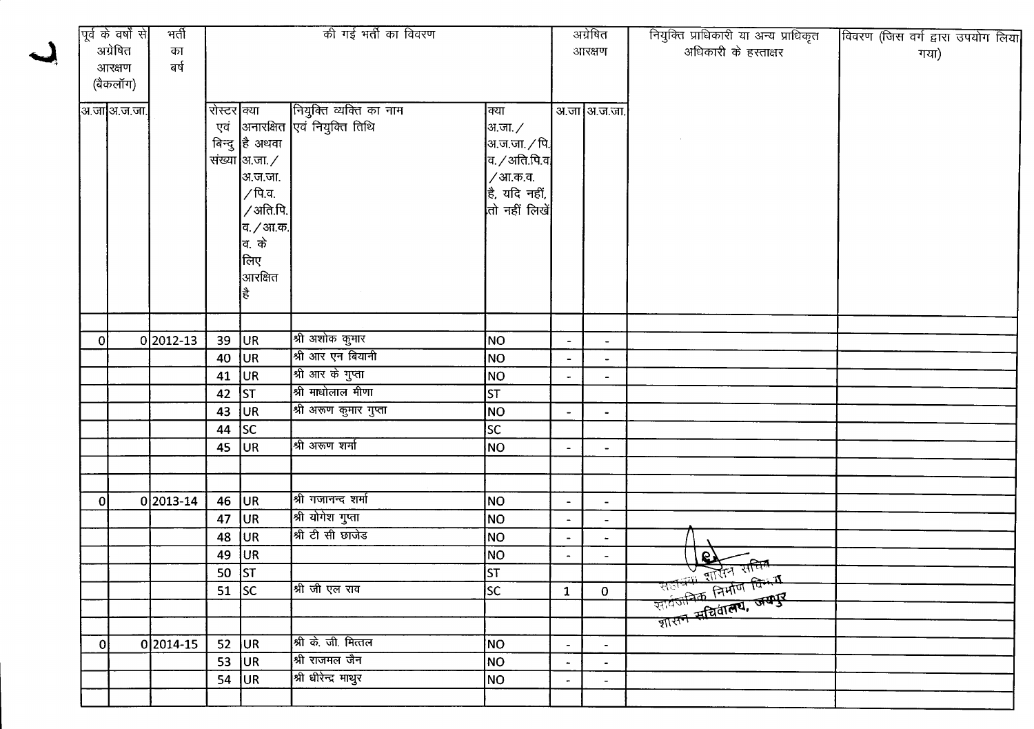| पूर्व के वर्षों से अग्रेषित आरक्षण (बैकलॉग) | | भर्ती का बर्ष | की गई भर्ती का विवरण | | | | अग्रेषित आरक्षण | | नियुक्ति प्राधिकारी या अन्य प्राधिकृत अधिकारी के हस्ताक्षर | विवरण (जिस वर्ग द्वारा उपयोग लिया गया) |
|---|---|---|---|---|---|---|---|---|---|---|
| अ.जा | अ.ज.जा. | | रोस्टर एवं बिन्दु संख्या | क्या अनारक्षित है अथवा अ.जा./अ.ज.जा./पि.व./अति.पि.व./आ.क.व. के लिए आरक्षित है | नियुक्ति व्यक्ति का नाम एवं नियुक्ति तिथि | क्या अ.जा./अ.ज.जा./पि.व./अति.पि.व/आ.क.व. है, यदि नहीं, तो नहीं लिखें | अ.जा | अ.ज.जा. | | |
| | | | | | | | | | | |
| 0 | 0 | 2012-13 | 39 | UR | श्री अशोक कुमार | NO | - | - | | |
| | | | 40 | UR | श्री आर एन बियानी | NO | - | - | | |
| | | | 41 | UR | श्री आर के गुप्ता | NO | - | - | | |
| | | | 42 | ST | श्री माधोलाल मीणा | ST | | | | |
| | | | 43 | UR | श्री अरूण कुमार गुप्ता | NO | - | - | | |
| | | | 44 | SC | | SC | | | | |
| | | | 45 | UR | श्री अरूण शर्मा | NO | - | - | | |
| | | | | | | | | | | |
| | | | | | | | | | | |
| 0 | 0 | 2013-14 | 46 | UR | श्री गजानन्द शर्मा | NO | - | - | | |
| | | | 47 | UR | श्री योगेश गुप्ता | NO | - | - | | |
| | | | 48 | UR | श्री टी सी छाजेड | NO | - | - | | |
| | | | 49 | UR | | NO | - | - | | |
| | | | 50 | ST | | ST | | | शासन सचिव सार्वजनिक निर्माण विभाग शासन सचिवालय, जयपुर | |
| | | | 51 | SC | श्री जी एल राव | SC | 1 | 0 | | |
| | | | | | | | | | | |
| | | | | | | | | | | |
| 0 | 0 | 2014-15 | 52 | UR | श्री के. जी. मित्तल | NO | - | - | | |
| | | | 53 | UR | श्री राजमल जैन | NO | - | - | | |
| | | | 54 | UR | श्री धीरेन्द्र माथुर | NO | - | - | | |
| | | | | | | | | | | |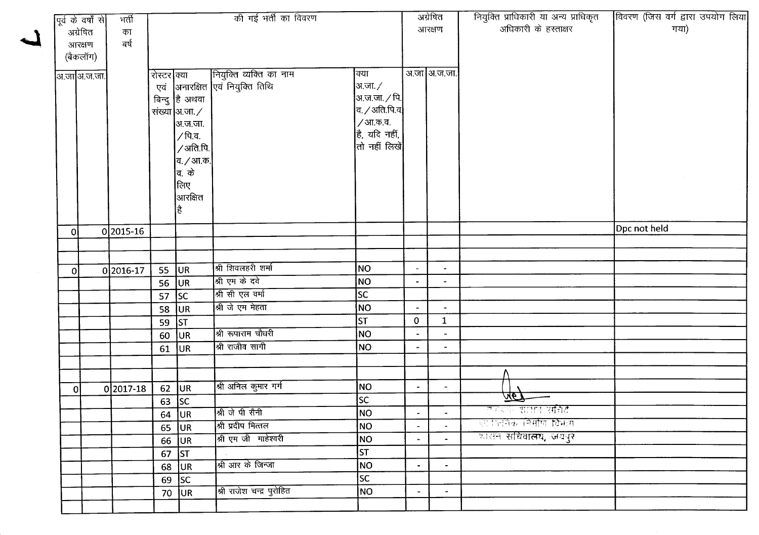| पूर्व के वर्षों से अग्रेषित आरक्षण (बैकलॉग) | | भर्ती का वर्ष | की गई भर्ती का विवरण | | | | अग्रेषित आरक्षण | | नियुक्ति प्राधिकारी या अन्य प्राधिकृत अधिकारी के हस्ताक्षर | विवरण (जिस वर्ग द्वारा उपयोग लिया गया) |
|---|---|---|---|---|---|---|---|---|---|---|
| अ.जा | अ.ज.जा. | | रोस्टर एवं बिन्दु संख्या | क्या अनारक्षित है अथवा अ.जा./ अ.ज.जा. /पि.व. /अति.पि.व./आ.क.व. के लिए आरक्षित है | नियुक्ति व्यक्ति का नाम एवं नियुक्ति तिथि | क्या अ.जा./ अ.ज.जा./पि.व./अति.पि.व /आ.क.व. है, यदि नहीं, तो नहीं लिखें | अ.जा | अ.ज.जा. | | |
| 0 | 0 | 2015-16 | | | | | | | | Dpc not held |
| | | | | | | | | | | |
| | | | | | | | | | | |
| 0 | 0 | 2016-17 | 55 | UR | श्री शिवलहरी शर्मा | NO | - | - | | |
| | | | 56 | UR | श्री एम के दवे | NO | - | - | | |
| | | | 57 | SC | श्री सी एल वर्मा | SC | | | | |
| | | | 58 | UR | श्री जे एम मेहता | NO | - | - | | |
| | | | 59 | ST | | ST | 0 | 1 | | |
| | | | 60 | UR | श्री रूपाराम चौधरी | NO | - | - | | |
| | | | 61 | UR | श्री राजीव सागी | NO | - | - | | |
| | | | | | | | | | | |
| | | | | | | | | | | |
| 0 | 0 | 2017-18 | 62 | UR | श्री अनिल कुमार गर्ग | NO | - | - | | |
| | | | 63 | SC | | SC | | | | |
| | | | 64 | UR | श्री जे पी सैनी | NO | - | - | शासन सचिव | |
| | | | 65 | UR | श्री प्रदीप मित्तल | NO | - | - | सार्वजनिक निर्माण विभाग | |
| | | | 66 | UR | श्री एम जी माहेश्वरी | NO | - | - | शासन सचिवालय, जयपुर | |
| | | | 67 | ST | | ST | | | | |
| | | | 68 | UR | श्री आर के जिन्जा | NO | - | - | | |
| | | | 69 | SC | | SC | | | | |
| | | | 70 | UR | श्री राजेश चन्द्र पुरोहित | NO | - | - | | |
| | | | | | | | | | | |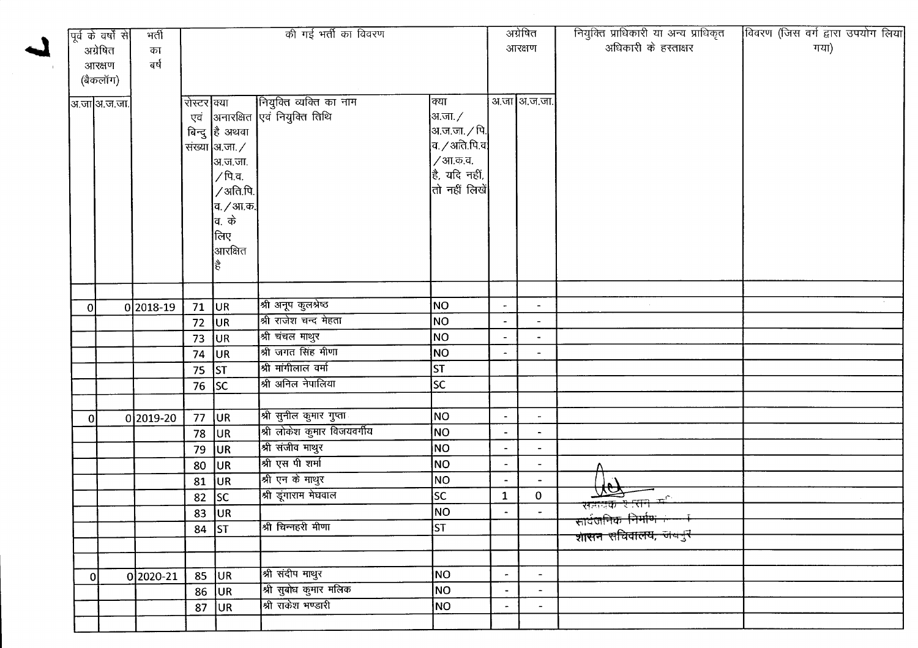| पूर्व के वर्षों से अग्रेषित आरक्षण (बैकलॉग) | | भर्ती का वर्ष | की गई भर्ती का विवरण | | | | अग्रेषित आरक्षण | | नियुक्ति प्राधिकारी या अन्य प्राधिकृत अधिकारी के हस्ताक्षर | विवरण (जिस वर्ग द्वारा उपयोग लिया गया) |
|---|---|---|---|---|---|---|---|---|---|---|
| अ.जा | अ.ज.जा. | | रोस्टर एवं बिन्दु संख्या | क्या अनारक्षित है अथवा अ.जा./अ.ज.जा./पि.व./अति.पि.व./आ.क.व. के लिए आरक्षित है | नियुक्ति व्यक्ति का नाम एवं नियुक्ति तिथि | क्या अ.जा./अ.ज.जा./पि.व./अति.पि.व./आ.क.व. है, यदि नहीं, तो नहीं लिखें | अ.जा | अ.ज.जा. | | |
| | | | | | | | | | | |
| 0 | 0 | 2018-19 | 71 | UR | श्री अनूप कुलश्रेष्ठ | NO | - | - | | |
| | | | 72 | UR | श्री राजेश चन्द मेहता | NO | - | - | | |
| | | | 73 | UR | श्री चंचल माथुर | NO | - | - | | |
| | | | 74 | UR | श्री जगत सिंह मीणा | NO | - | - | | |
| | | | 75 | ST | श्री मांगीलाल वर्मा | ST | | | | |
| | | | 76 | SC | श्री अनिल नेपालिया | SC | | | | |
| | | | | | | | | | | |
| 0 | 0 | 2019-20 | 77 | UR | श्री सुनील कुमार गुप्ता | NO | - | - | | |
| | | | 78 | UR | श्री लोकेश कुमार विजयवर्गीय | NO | - | - | | |
| | | | 79 | UR | श्री संजीव माथुर | NO | - | - | | |
| | | | 80 | UR | श्री एस पी शर्मा | NO | - | - | | |
| | | | 81 | UR | श्री एन के माथुर | NO | - | - | | |
| | | | 82 | SC | श्री डूंगाराम मेघवाल | SC | 1 | 0 | | |
| | | | 83 | UR | | NO | - | - | सहायक शासन सचिव सार्वजनिक निर्माण विभाग शासन सचिवालय, जयपुर | |
| | | | 84 | ST | श्री चिन्हरी मीणा | ST | | | | |
| | | | | | | | | | | |
| | | | | | | | | | | |
| 0 | 0 | 2020-21 | 85 | UR | श्री संदीप माथुर | NO | - | - | | |
| | | | 86 | UR | श्री सुबोध कुमार मलिक | NO | - | - | | |
| | | | 87 | UR | श्री राकेश भण्डारी | NO | - | - | | |
| | | | | | | | | | | |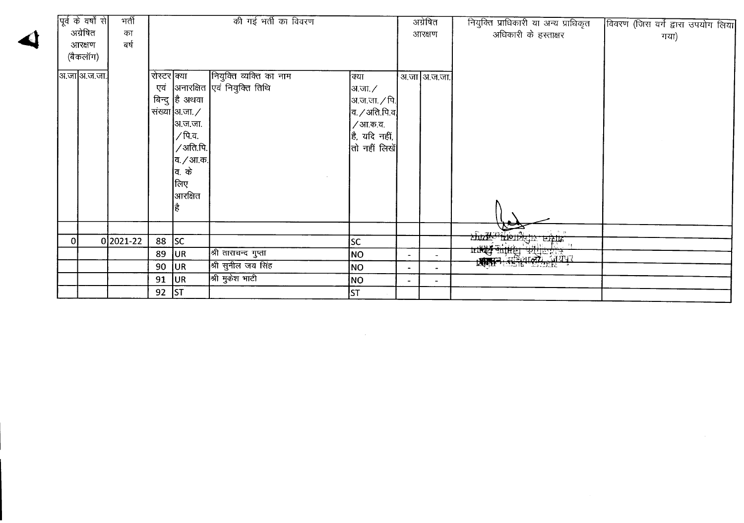| पूर्व के वर्षों से अग्रेषित आरक्षण (बैकलॉग) | | भर्ती का वर्ष | की गई भर्ती का विवरण | | | | अग्रेषित आरक्षण | | नियुक्ति प्राधिकारी या अन्य प्राधिकृत अधिकारी के हस्ताक्षर | विवरण (जिस वर्ग द्वारा उपयोग लिया गया) |
|---|---|---|---|---|---|---|---|---|---|---|
| अ.जा | अ.ज.जा. | | रोस्टर एवं बिन्दु संख्या | क्या अनारक्षित है अथवा अ.जा./अ.ज.जा./पि.व./अति.पि.व./आ.क.व. के लिए आरक्षित है | नियुक्ति व्यक्ति का नाम एवं नियुक्ति तिथि | क्या अ.जा./अ.ज.जा./पि.व./अति.पि.व./आ.क.व. है, यदि नहीं, तो नहीं लिखें | अ.जा | अ.ज.जा. | | |
| | | | | | | | | | | |
| 0 | 0 | 2021-22 | 88 | SC | | SC | | | | |
| | | | 89 | UR | श्री ताराचन्द गुप्ता | NO | - | - | | |
| | | | 90 | UR | श्री सुनील जय सिंह | NO | - | - | | |
| | | | 91 | UR | श्री मुकेश भाटी | NO | - | - | | |
| | | | 92 | ST | | ST | | | | |